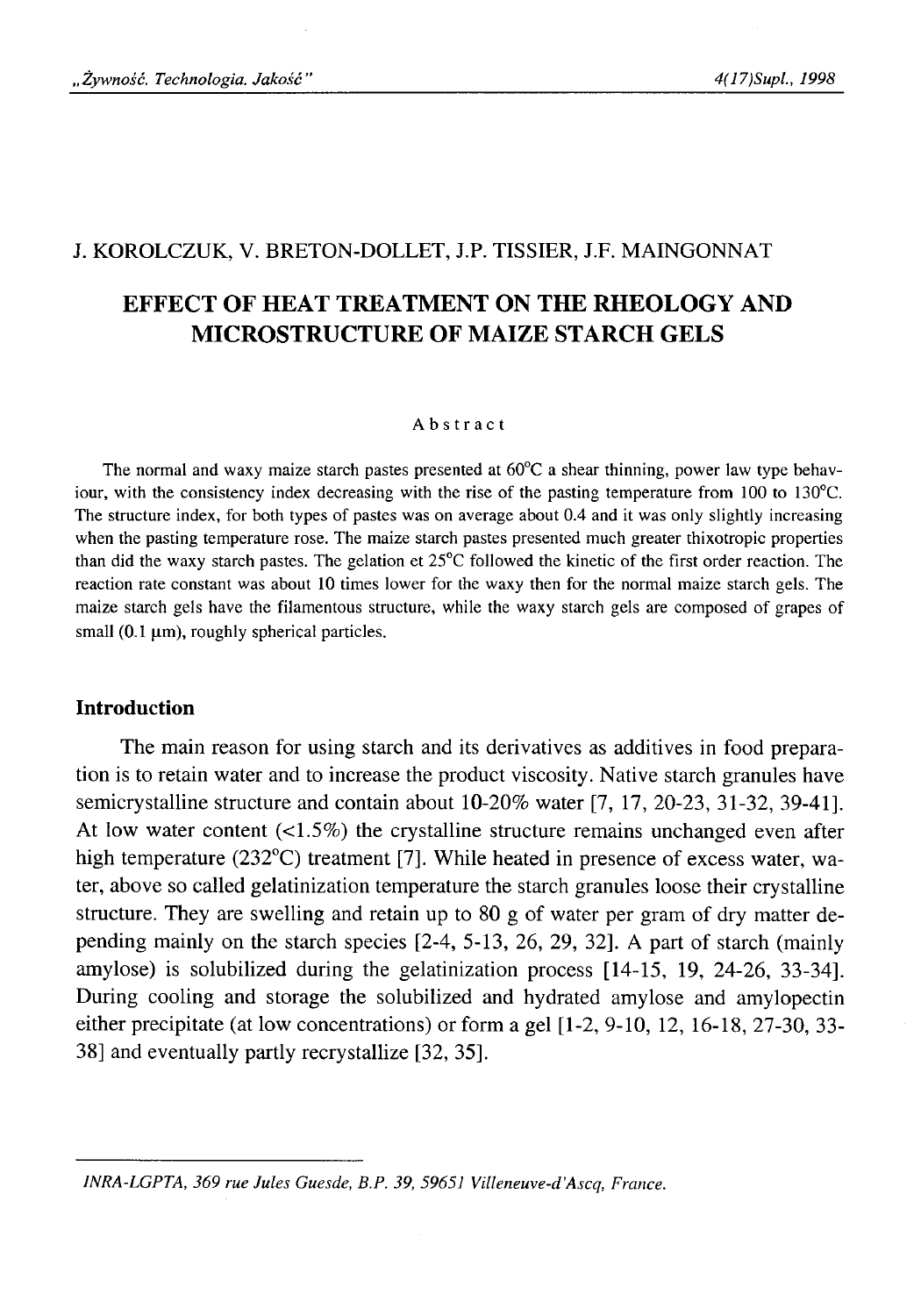J. KOROLCZUK, V. BRETON-DOLLET, J.P. TISSIER, J.F. MAINGONNAT

# EFFECT OF HEAT TREATMENT ON THE RHEOLOGY AND MICROSTRUCTURE OF MAIZE STARCH GELS

### Abstract

The normal and waxy maize starch pastes presented at 60°C a shear thinning, power law type behaviour, with the consistency index decreasing with the rise of the pasting temperature from 100 to 130°C. The structure index, for both types of pastes was on average about 0.4 and it was only slightly increasing when the pasting temperature rose. The maize starch pastes presented much greater thixotropic properties than did the waxy starch pastes. The gelation et 25°C followed the kinetic of the first order reaction. The reaction rate constant was about 10 times lower for the waxy then for the normal maize starch gels. The maize starch gels have the filamentous structure, while the waxy starch gels are composed of grapes of small (0.1 μm), roughly spherical particles.

## Introduction

The main reason for using starch and its derivatives as additives in food preparation is to retain water and to increase the product viscosity. Native starch granules have semicrystalline structure and contain about 10-20% water [7, 17, 20-23, 31-32, 39-41]. At low water content (<1.5%) the crystalline structure remains unchanged even after high temperature (232°C) treatment [7]. While heated in presence of excess water, water, above so called gelatinization temperature the starch granules loose their crystalline structure. They are swelling and retain up to 80 g of water per gram of dry matter depending mainly on the starch species [2-4, 5-13, 26, 29, 32]. A part of starch (mainly amylose) is solubilized during the gelatinization process [14-15, 19, 24-26, 33-34]. During cooling and storage the solubilized and hydrated amylose and amylopectin either precipitate (at low concentrations) or form a gel [1-2, 9-10, 12, 16-18, 27-30, 33-38] and eventually partly recrystallize [32, 35].

---

*INRA-LGPTA, 369 rue Jules Guesde, B.P. 39, 59651 Villeneuve-d'Ascq, France.*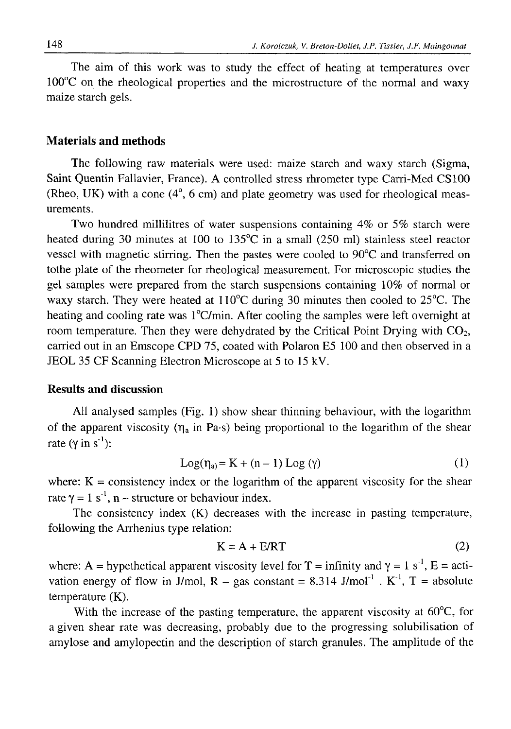The aim of this work was to study the effect of heating at temperatures over 100°C on the rheological properties and the microstructure of the normal and waxy maize starch gels.

## Materials and methods

The following raw materials were used: maize starch and waxy starch (Sigma, Saint Quentin Fallavier, France). A controlled stress rhrometer type Carri-Med CS100 (Rheo, UK) with a cone (4°, 6 cm) and plate geometry was used for rheological measurements.

Two hundred millilitres of water suspensions containing 4% or 5% starch were heated during 30 minutes at 100 to 135°C in a small (250 ml) stainless steel reactor vessel with magnetic stirring. Then the pastes were cooled to 90°C and transferred on tothe plate of the rheometer for rheological measurement. For microscopic studies the gel samples were prepared from the starch suspensions containing 10% of normal or waxy starch. They were heated at 110°C during 30 minutes then cooled to 25°C. The heating and cooling rate was 1°C/min. After cooling the samples were left overnight at room temperature. Then they were dehydrated by the Critical Point Drying with $CO_2$, carried out in an Emscope CPD 75, coated with Polaron E5 100 and then observed in a JEOL 35 CF Scanning Electron Microscope at 5 to 15 kV.

## Results and discussion

All analysed samples (Fig. 1) show shear thinning behaviour, with the logarithm of the apparent viscosity ($\eta_a$ in Pa·s) being proportional to the logarithm of the shear rate ($\gamma$ in $s^{-1}$):

$$\mathrm{Log}(\eta_a) = K + (n - 1)\,\mathrm{Log}(\gamma) \tag{1}$$

where: K = consistency index or the logarithm of the apparent viscosity for the shear rate $\gamma = 1\ s^{-1}$, n – structure or behaviour index.

The consistency index (K) decreases with the increase in pasting temperature, following the Arrhenius type relation:

$$K = A + E/RT \tag{2}$$

where: A = hypethetical apparent viscosity level for T = infinity and $\gamma = 1\ s^{-1}$, E = activation energy of flow in J/mol, R – gas constant = 8.314 $J/mol^{-1}\ .\ K^{-1}$, T = absolute temperature (K).

With the increase of the pasting temperature, the apparent viscosity at 60°C, for a given shear rate was decreasing, probably due to the progressing solubilisation of amylose and amylopectin and the description of starch granules. The amplitude of the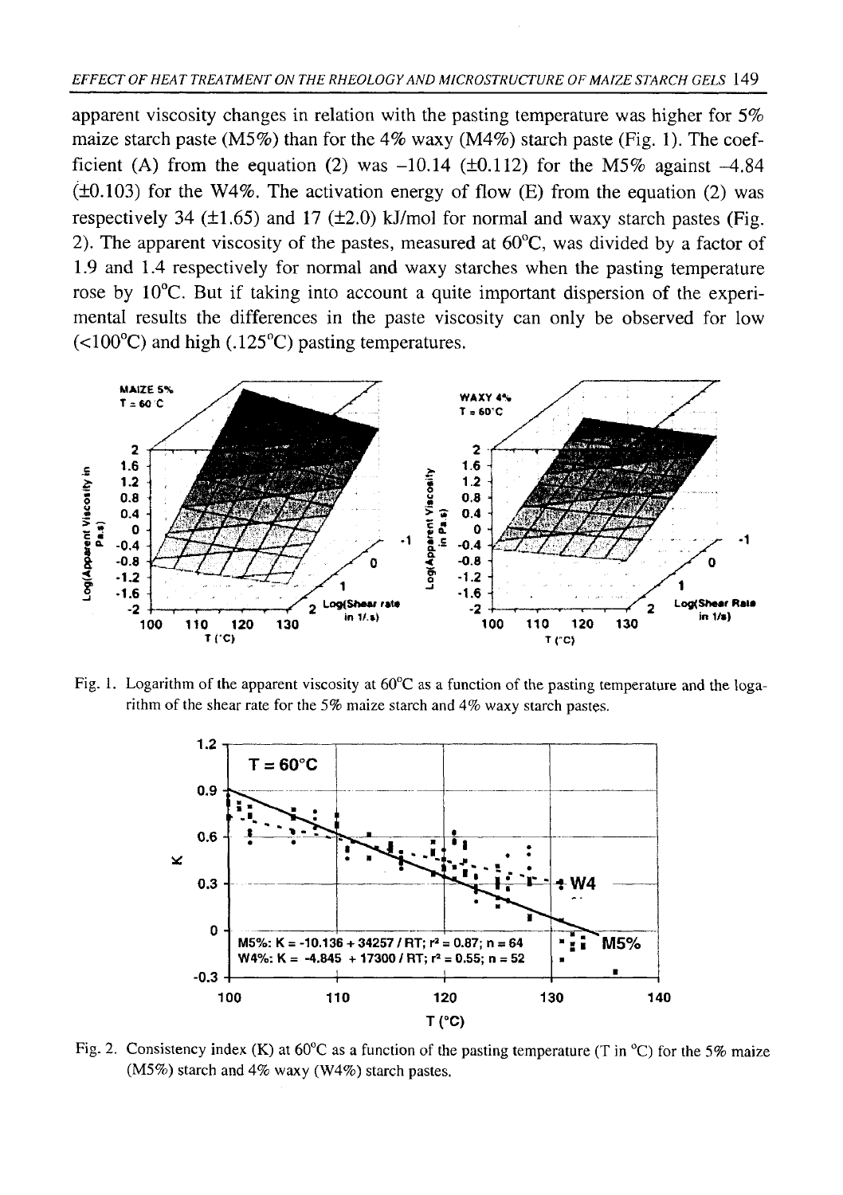apparent viscosity changes in relation with the pasting temperature was higher for 5% maize starch paste (M5%) than for the 4% waxy (M4%) starch paste (Fig. 1). The coefficient (A) from the equation (2) was –10.14 (±0.112) for the M5% against –4.84 (±0.103) for the W4%. The activation energy of flow (E) from the equation (2) was respectively 34 (±1.65) and 17 (±2.0) kJ/mol for normal and waxy starch pastes (Fig. 2). The apparent viscosity of the pastes, measured at 60°C, was divided by a factor of 1.9 and 1.4 respectively for normal and waxy starches when the pasting temperature rose by 10°C. But if taking into account a quite important dispersion of the experimental results the differences in the paste viscosity can only be observed for low (<100°C) and high (.125°C) pasting temperatures.

Fig. 1. Logarithm of the apparent viscosity at 60°C as a function of the pasting temperature and the logarithm of the shear rate for the 5% maize starch and 4% waxy starch pastes.

Fig. 2. Consistency index (K) at 60°C as a function of the pasting temperature (T in °C) for the 5% maize (M5%) starch and 4% waxy (W4%) starch pastes.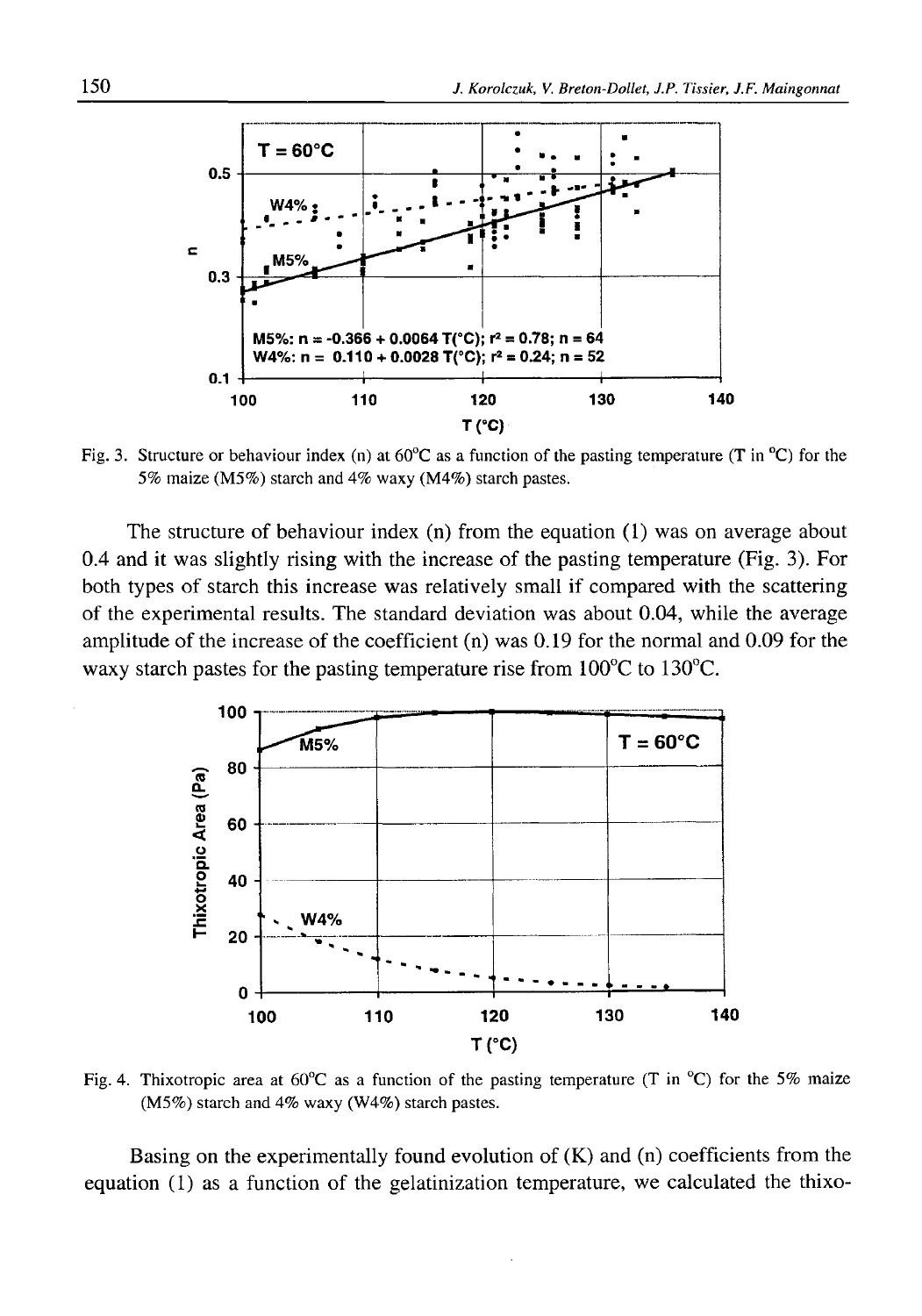Fig. 3. Structure or behaviour index (n) at 60°C as a function of the pasting temperature (T in °C) for the 5% maize (M5%) starch and 4% waxy (M4%) starch pastes.

The structure of behaviour index (n) from the equation (1) was on average about 0.4 and it was slightly rising with the increase of the pasting temperature (Fig. 3). For both types of starch this increase was relatively small if compared with the scattering of the experimental results. The standard deviation was about 0.04, while the average amplitude of the increase of the coefficient (n) was 0.19 for the normal and 0.09 for the waxy starch pastes for the pasting temperature rise from 100°C to 130°C.

Fig. 4. Thixotropic area at 60°C as a function of the pasting temperature (T in °C) for the 5% maize (M5%) starch and 4% waxy (W4%) starch pastes.

Basing on the experimentally found evolution of (K) and (n) coefficients from the equation (1) as a function of the gelatinization temperature, we calculated the thixo-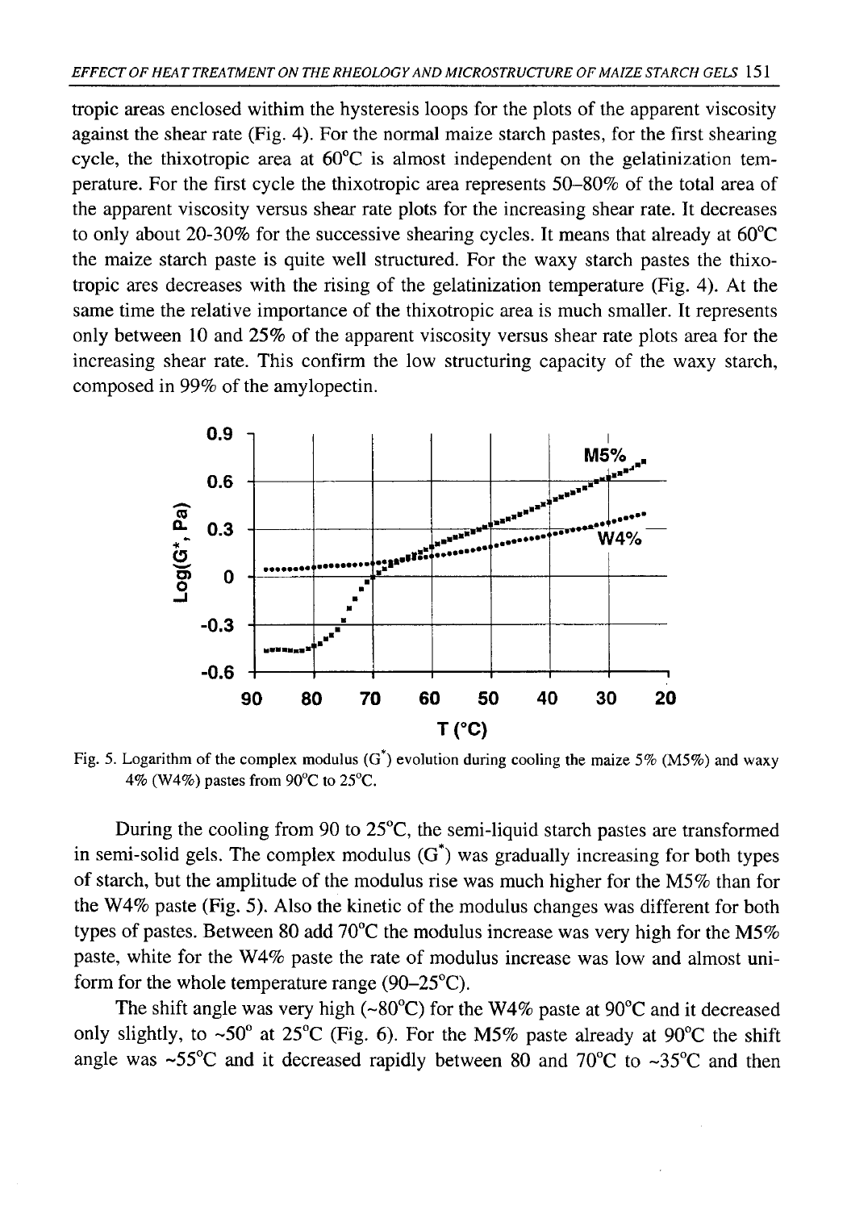tropic areas enclosed withim the hysteresis loops for the plots of the apparent viscosity against the shear rate (Fig. 4). For the normal maize starch pastes, for the first shearing cycle, the thixotropic area at 60°C is almost independent on the gelatinization temperature. For the first cycle the thixotropic area represents 50–80% of the total area of the apparent viscosity versus shear rate plots for the increasing shear rate. It decreases to only about 20-30% for the successive shearing cycles. It means that already at 60°C the maize starch paste is quite well structured. For the waxy starch pastes the thixotropic ares decreases with the rising of the gelatinization temperature (Fig. 4). At the same time the relative importance of the thixotropic area is much smaller. It represents only between 10 and 25% of the apparent viscosity versus shear rate plots area for the increasing shear rate. This confirm the low structuring capacity of the waxy starch, composed in 99% of the amylopectin.

Fig. 5. Logarithm of the complex modulus ($G^*$) evolution during cooling the maize 5% (M5%) and waxy 4% (W4%) pastes from 90°C to 25°C.

During the cooling from 90 to 25°C, the semi-liquid starch pastes are transformed in semi-solid gels. The complex modulus ($G^*$) was gradually increasing for both types of starch, but the amplitude of the modulus rise was much higher for the M5% than for the W4% paste (Fig. 5). Also the kinetic of the modulus changes was different for both types of pastes. Between 80 add 70°C the modulus increase was very high for the M5% paste, white for the W4% paste the rate of modulus increase was low and almost uniform for the whole temperature range (90–25°C).

The shift angle was very high (~80°C) for the W4% paste at 90°C and it decreased only slightly, to ~50° at 25°C (Fig. 6). For the M5% paste already at 90°C the shift angle was ~55°C and it decreased rapidly between 80 and 70°C to ~35°C and then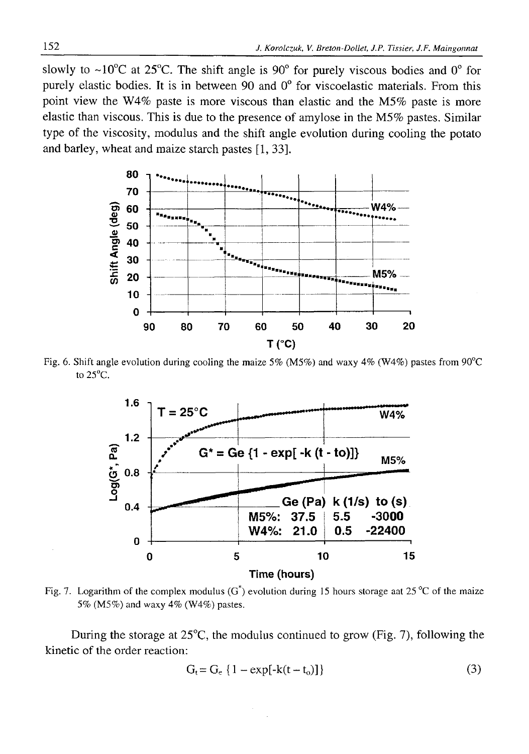slowly to ~10°C at 25°C. The shift angle is 90° for purely viscous bodies and 0° for purely elastic bodies. It is in between 90 and 0° for viscoelastic materials. From this point view the W4% paste is more viscous than elastic and the M5% paste is more elastic than viscous. This is due to the presence of amylose in the M5% pastes. Similar type of the viscosity, modulus and the shift angle evolution during cooling the potato and barley, wheat and maize starch pastes [1, 33].

Fig. 6. Shift angle evolution during cooling the maize 5% (M5%) and waxy 4% (W4%) pastes from 90°C to 25°C.

Fig. 7. Logarithm of the complex modulus ($G^*$) evolution during 15 hours storage aat 25 °C of the maize 5% (M5%) and waxy 4% (W4%) pastes.

During the storage at 25°C, the modulus continued to grow (Fig. 7), following the kinetic of the order reaction:

$$G_t = G_e \{1 - \exp[-k(t - t_o)]\} \tag{3}$$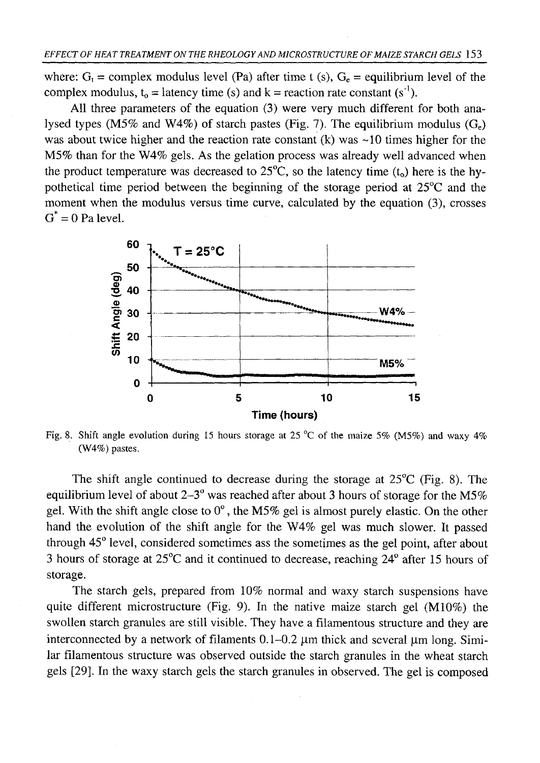where: $G_t$ = complex modulus level (Pa) after time t (s), $G_e$ = equilibrium level of the complex modulus, $t_o$ = latency time (s) and k = reaction rate constant ($s^{-1}$).

All three parameters of the equation (3) were very much different for both analysed types (M5% and W4%) of starch pastes (Fig. 7). The equilibrium modulus ($G_e$) was about twice higher and the reaction rate constant (k) was ~10 times higher for the M5% than for the W4% gels. As the gelation process was already well advanced when the product temperature was decreased to 25°C, so the latency time ($t_o$) here is the hypothetical time period between the beginning of the storage period at 25°C and the moment when the modulus versus time curve, calculated by the equation (3), crosses $G^* = 0$ Pa level.

Fig. 8. Shift angle evolution during 15 hours storage at 25 °C of the maize 5% (M5%) and waxy 4% (W4%) pastes.

The shift angle continued to decrease during the storage at 25°C (Fig. 8). The equilibrium level of about 2–3° was reached after about 3 hours of storage for the M5% gel. With the shift angle close to 0°, the M5% gel is almost purely elastic. On the other hand the evolution of the shift angle for the W4% gel was much slower. It passed through 45° level, considered sometimes ass the sometimes as the gel point, after about 3 hours of storage at 25°C and it continued to decrease, reaching 24° after 15 hours of storage.

The starch gels, prepared from 10% normal and waxy starch suspensions have quite different microstructure (Fig. 9). In the native maize starch gel (M10%) the swollen starch granules are still visible. They have a filamentous structure and they are interconnected by a network of filaments 0.1–0.2 μm thick and several μm long. Similar filamentous structure was observed outside the starch granules in the wheat starch gels [29]. In the waxy starch gels the starch granules in observed. The gel is composed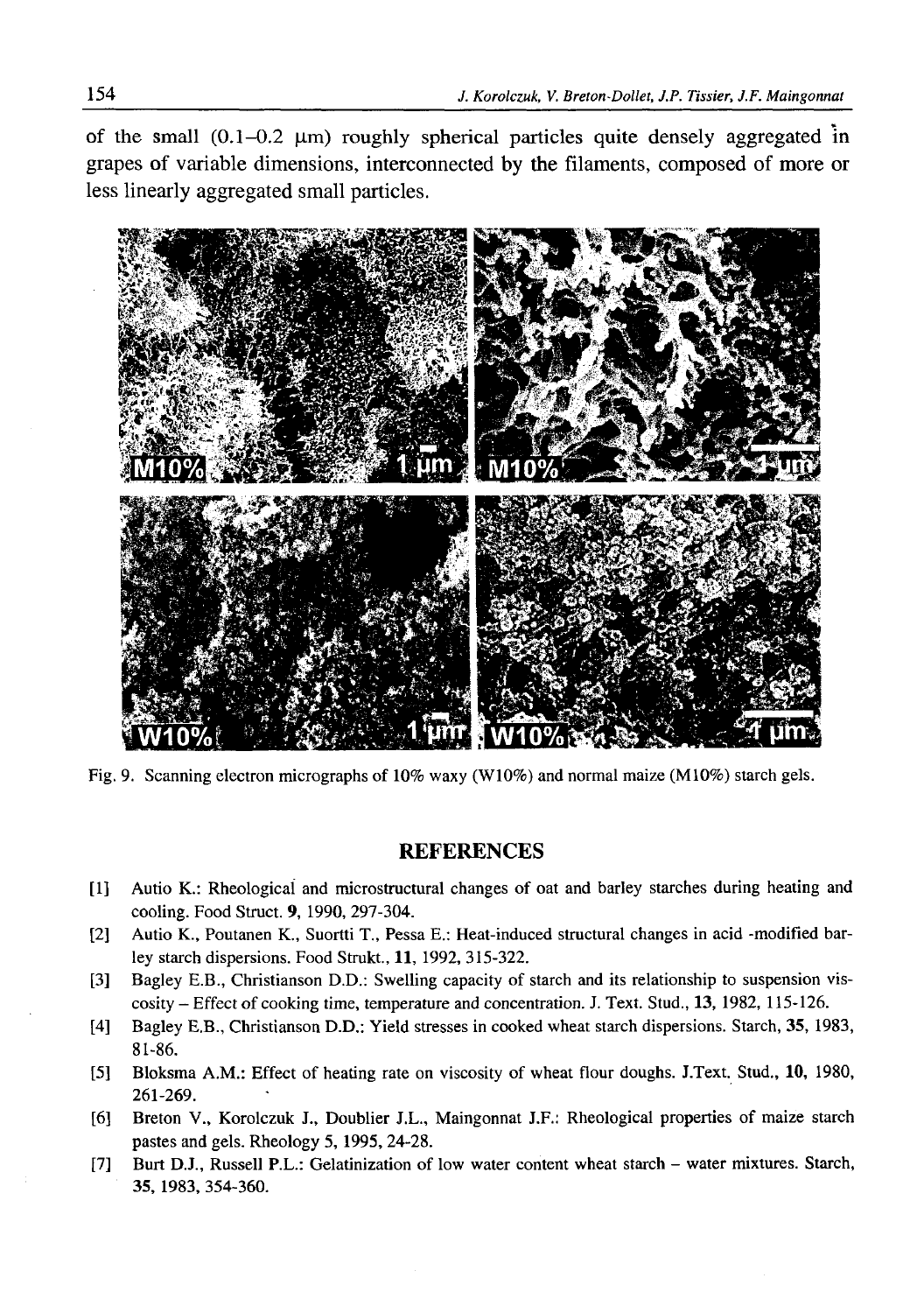of the small (0.1–0.2 μm) roughly spherical particles quite densely aggregated in grapes of variable dimensions, interconnected by the filaments, composed of more or less linearly aggregated small particles.

Fig. 9. Scanning electron micrographs of 10% waxy (W10%) and normal maize (M10%) starch gels.

## REFERENCES

[1] Autio K.: Rheological and microstructural changes of oat and barley starches during heating and cooling. Food Struct. **9**, 1990, 297-304.

[2] Autio K., Poutanen K., Suortti T., Pessa E.: Heat-induced structural changes in acid -modified barley starch dispersions. Food Strukt., **11**, 1992, 315-322.

[3] Bagley E.B., Christianson D.D.: Swelling capacity of starch and its relationship to suspension viscosity – Effect of cooking time, temperature and concentration. J. Text. Stud., **13**, 1982, 115-126.

[4] Bagley E.B., Christianson D.D.: Yield stresses in cooked wheat starch dispersions. Starch, **35**, 1983, 81-86.

[5] Bloksma A.M.: Effect of heating rate on viscosity of wheat flour doughs. J.Text. Stud., **10**, 1980, 261-269.

[6] Breton V., Korolczuk J., Doublier J.L., Maingonnat J.F.: Rheological properties of maize starch pastes and gels. Rheology 5, 1995, 24-28.

[7] Burt D.J., Russell P.L.: Gelatinization of low water content wheat starch – water mixtures. Starch, **35**, 1983, 354-360.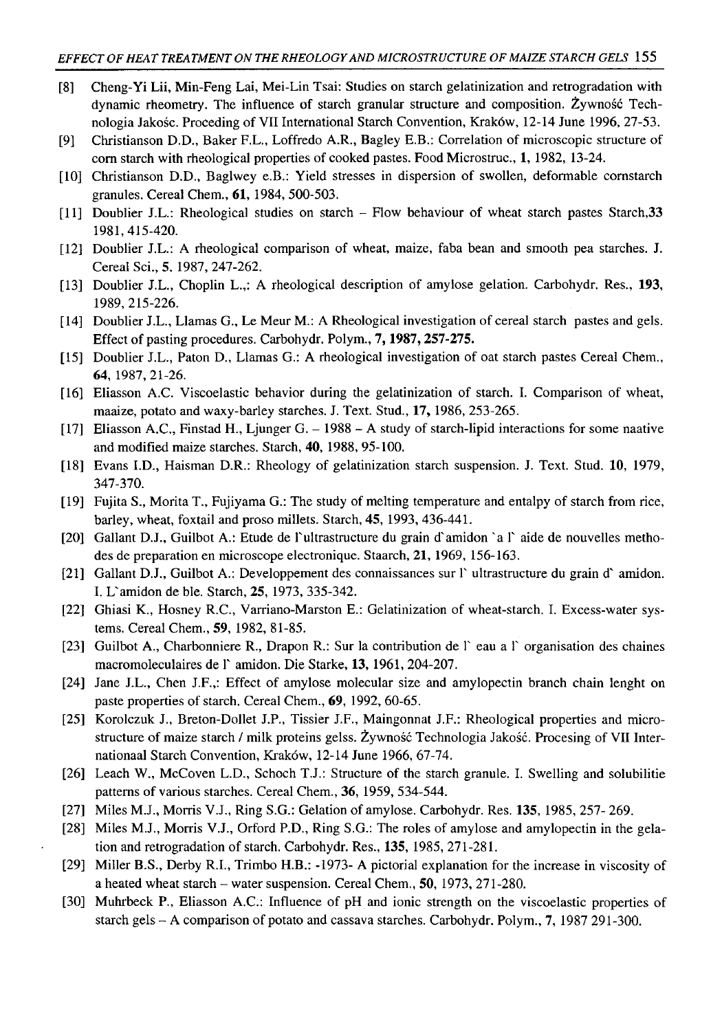[8] Cheng-Yi Lii, Min-Feng Lai, Mei-Lin Tsai: Studies on starch gelatinization and retrogradation with dynamic rheometry. The influence of starch granular structure and composition. Żywność Technologia Jakośc. Proceding of VII International Starch Convention, Kraków, 12-14 June 1996, 27-53.

[9] Christianson D.D., Baker F.L., Loffredo A.R., Bagley E.B.: Correlation of microscopic structure of corn starch with rheological properties of cooked pastes. Food Microstruc., **1**, 1982, 13-24.

[10] Christianson D.D., Baglwey e.B.: Yield stresses in dispersion of swollen, deformable cornstarch granules. Cereal Chem., **61**, 1984, 500-503.

[11] Doublier J.L.: Rheological studies on starch – Flow behaviour of wheat starch pastes Starch,**33** 1981, 415-420.

[12] Doublier J.L.: A rheological comparison of wheat, maize, faba bean and smooth pea starches. J. Cereal Sci., **5**, 1987, 247-262.

[13] Doublier J.L., Choplin L.,: A rheological description of amylose gelation. Carbohydr. Res., **193**, 1989, 215-226.

[14] Doublier J.L., Llamas G., Le Meur M.: A Rheological investigation of cereal starch pastes and gels. Effect of pasting procedures. Carbohydr. Polym., **7, 1987, 257-275.**

[15] Doublier J.L., Paton D., Llamas G.: A rheological investigation of oat starch pastes Cereal Chem., **64**, 1987, 21-26.

[16] Eliasson A.C. Viscoelastic behavior during the gelatinization of starch. I. Comparison of wheat, maaize, potato and waxy-barley starches. J. Text. Stud., **17**, 1986, 253-265.

[17] Eliasson A.C., Finstad H., Ljunger G. – 1988 – A study of starch-lipid interactions for some naative and modified maize starches. Starch, **40**, 1988, 95-100.

[18] Evans I.D., Haisman D.R.: Rheology of gelatinization starch suspension. J. Text. Stud. **10**, 1979, 347-370.

[19] Fujita S., Morita T., Fujiyama G.: The study of melting temperature and entalpy of starch from rice, barley, wheat, foxtail and proso millets. Starch, **45**, 1993, 436-441.

[20] Gallant D.J., Guilbot A.: Etude de l'ultrastructure du grain d'amidon `a l' aide de nouvelles methodes de preparation en microscope electronique. Staarch, **21**, 1969, 156-163.

[21] Gallant D.J., Guilbot A.: Developpement des connaissances sur l' ultrastructure du grain d' amidon. I. L'amidon de ble. Starch, **25**, 1973, 335-342.

[22] Ghiasi K., Hosney R.C., Varriano-Marston E.: Gelatinization of wheat-starch. I. Excess-water systems. Cereal Chem., **59**, 1982, 81-85.

[23] Guilbot A., Charbonniere R., Drapon R.: Sur la contribution de l' eau a l' organisation des chaines macromoleculaires de l' amidon. Die Starke, **13**, 1961, 204-207.

[24] Jane J.L., Chen J.F.,: Effect of amylose molecular size and amylopectin branch chain lenght on paste properties of starch. Cereal Chem., **69**, 1992, 60-65.

[25] Korolczuk J., Breton-Dollet J.P., Tissier J.F., Maingonnat J.F.: Rheological properties and microstructure of maize starch / milk proteins gelss. Żywność Technologia Jakość. Procesing of VII Internationaal Starch Convention, Kraków, 12-14 June 1966, 67-74.

[26] Leach W., McCoven L.D., Schoch T.J.: Structure of the starch granule. I. Swelling and solubilitie patterns of various starches. Cereal Chem., **36**, 1959, 534-544.

[27] Miles M.J., Morris V.J., Ring S.G.: Gelation of amylose. Carbohydr. Res. **135**, 1985, 257- 269.

[28] Miles M.J., Morris V.J., Orford P.D., Ring S.G.: The roles of amylose and amylopectin in the gelation and retrogradation of starch. Carbohydr. Res., **135**, 1985, 271-281.

[29] Miller B.S., Derby R.I., Trimbo H.B.: -1973- A pictorial explanation for the increase in viscosity of a heated wheat starch – water suspension. Cereal Chem., **50**, 1973, 271-280.

[30] Muhrbeck P., Eliasson A.C.: Influence of pH and ionic strength on the viscoelastic properties of starch gels – A comparison of potato and cassava starches. Carbohydr. Polym., **7**, 1987 291-300.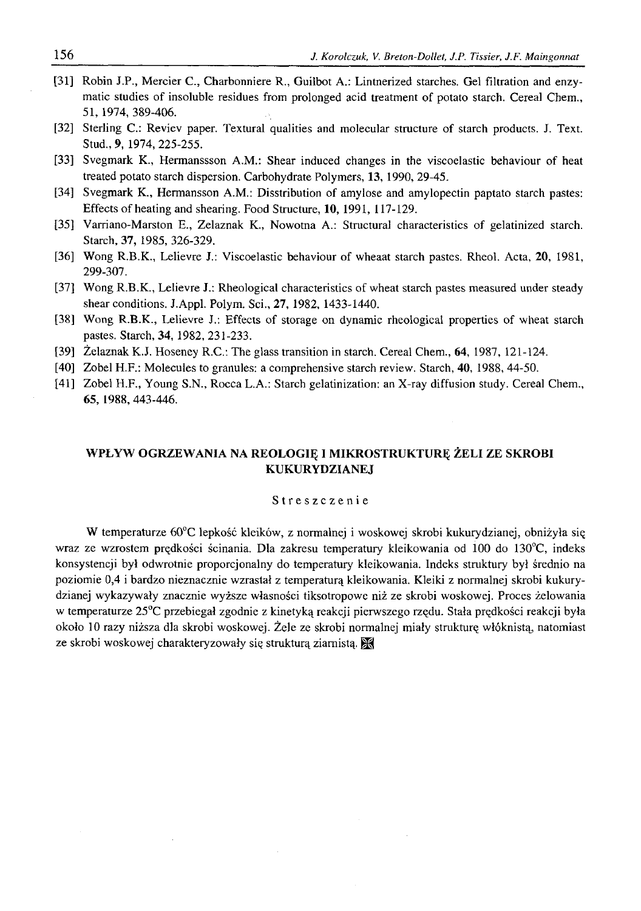[31] Robin J.P., Mercier C., Charbonniere R., Guilbot A.: Lintnerized starches. Gel filtration and enzymatic studies of insoluble residues from prolonged acid treatment of potato starch. Cereal Chem., 51, 1974, 389-406.

[32] Sterling C.: Reviev paper. Textural qualities and molecular structure of starch products. J. Text. Stud., **9**, 1974, 225-255.

[33] Svegmark K., Hermanssson A.M.: Shear induced changes in the viscoelastic behaviour of heat treated potato starch dispersion. Carbohydrate Polymers, **13**, 1990, 29-45.

[34] Svegmark K., Hermansson A.M.: Disstribution of amylose and amylopectin paptato starch pastes: Effects of heating and shearing. Food Structure, **10**, 1991, 117-129.

[35] Varriano-Marston E., Zelaznak K., Nowotna A.: Structural characteristics of gelatinized starch. Starch, **37**, 1985, 326-329.

[36] Wong R.B.K., Lelievre J.: Viscoelastic behaviour of wheaat starch pastes. Rheol. Acta, **20**, 1981, 299-307.

[37] Wong R.B.K., Lelievre J.: Rheological characteristics of wheat starch pastes measured under steady shear conditions. J.Appl. Polym. Sci., **27**, 1982, 1433-1440.

[38] Wong R.B.K., Lelievre J.: Effects of storage on dynamic rheological properties of wheat starch pastes. Starch, **34**, 1982, 231-233.

[39] Żelaznak K.J. Hoseney R.C.: The glass transition in starch. Cereal Chem., **64**, 1987, 121-124.

[40] Zobel H.F.: Molecules to granules: a comprehensive starch review. Starch, **40**, 1988, 44-50.

[41] Zobel H.F., Young S.N., Rocca L.A.: Starch gelatinization: an X-ray diffusion study. Cereal Chem., **65**, 1988, 443-446.

## WPŁYW OGRZEWANIA NA REOLOGIĘ I MIKROSTRUKTURĘ ŻELI ZE SKROBI KUKURYDZIANEJ

### Streszczenie

W temperaturze 60°C lepkość kleików, z normalnej i woskowej skrobi kukurydzianej, obniżyła się wraz ze wzrostem prędkości ścinania. Dla zakresu temperatury kleikowania od 100 do 130°C, indeks konsystencji był odwrotnie proporcjonalny do temperatury kleikowania. Indeks struktury był średnio na poziomie 0,4 i bardzo nieznacznie wzrastał z temperaturą kleikowania. Kleiki z normalnej skrobi kukurydzianej wykazywały znacznie wyższe własności tiksotropowe niż ze skrobi woskowej. Proces żelowania w temperaturze 25°C przebiegał zgodnie z kinetyką reakcji pierwszego rzędu. Stała prędkości reakcji była około 10 razy niższa dla skrobi woskowej. Żele ze skrobi normalnej miały strukturę włóknistą, natomiast ze skrobi woskowej charakteryzowały się strukturą ziarnistą.